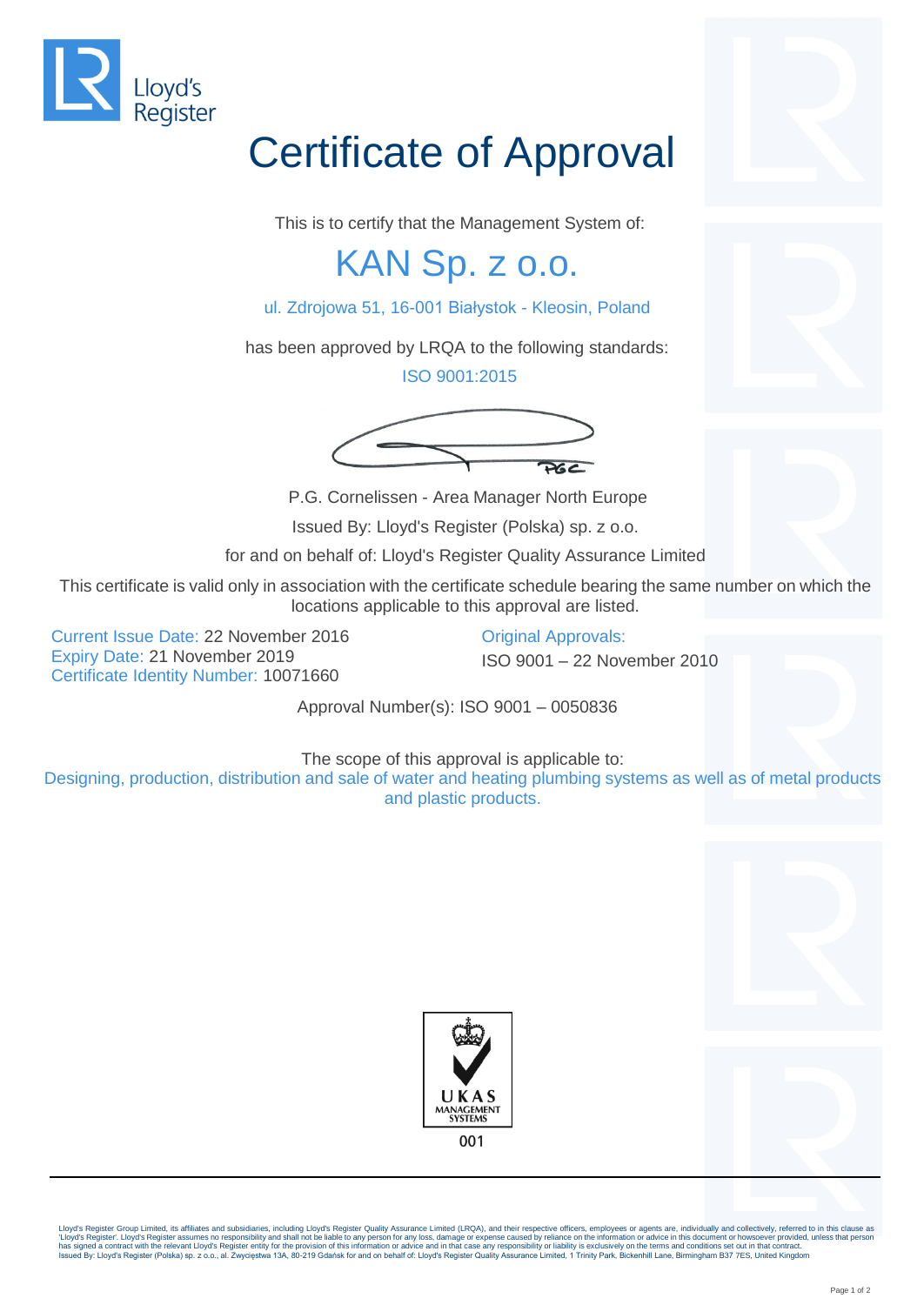Lloyd's Register

# Certificate of Approval

This is to certify that the Management System of:

## KAN Sp. z o.o.

ul. Zdrojowa 51, 16-001 Białystok - Kleosin, Poland

has been approved by LRQA to the following standards:

ISO 9001:2015

P.G. Cornelissen - Area Manager North Europe

Issued By: Lloyd's Register (Polska) sp. z o.o.

for and on behalf of: Lloyd's Register Quality Assurance Limited

This certificate is valid only in association with the certificate schedule bearing the same number on which the locations applicable to this approval are listed.

Current Issue Date: 22 November 2016
Expiry Date: 21 November 2019
Certificate Identity Number: 10071660

Original Approvals:
ISO 9001 – 22 November 2010

Approval Number(s): ISO 9001 – 0050836

The scope of this approval is applicable to:

Designing, production, distribution and sale of water and heating plumbing systems as well as of metal products and plastic products.

UKAS MANAGEMENT SYSTEMS
001

Lloyd's Register Group Limited, its affiliates and subsidiaries, including Lloyd's Register Quality Assurance Limited (LRQA), and their respective officers, employees or agents are, individually and collectively, referred to in this clause as 'Lloyd's Register'. Lloyd's Register assumes no responsibility and shall not be liable to any person for any loss, damage or expense caused by reliance on the information or advice in this document or howsoever provided, unless that person has signed a contract with the relevant Lloyd's Register entity for the provision of this information or advice and in that case any responsibility or liability is exclusively on the terms and conditions set out in that contract.
Issued By: Lloyd's Register (Polska) sp. z o.o., al. Zwycięstwa 13A, 80-219 Gdańsk for and on behalf of: Lloyd's Register Quality Assurance Limited, 1 Trinity Park, Bickenhill Lane, Birmingham B37 7ES, United Kingdom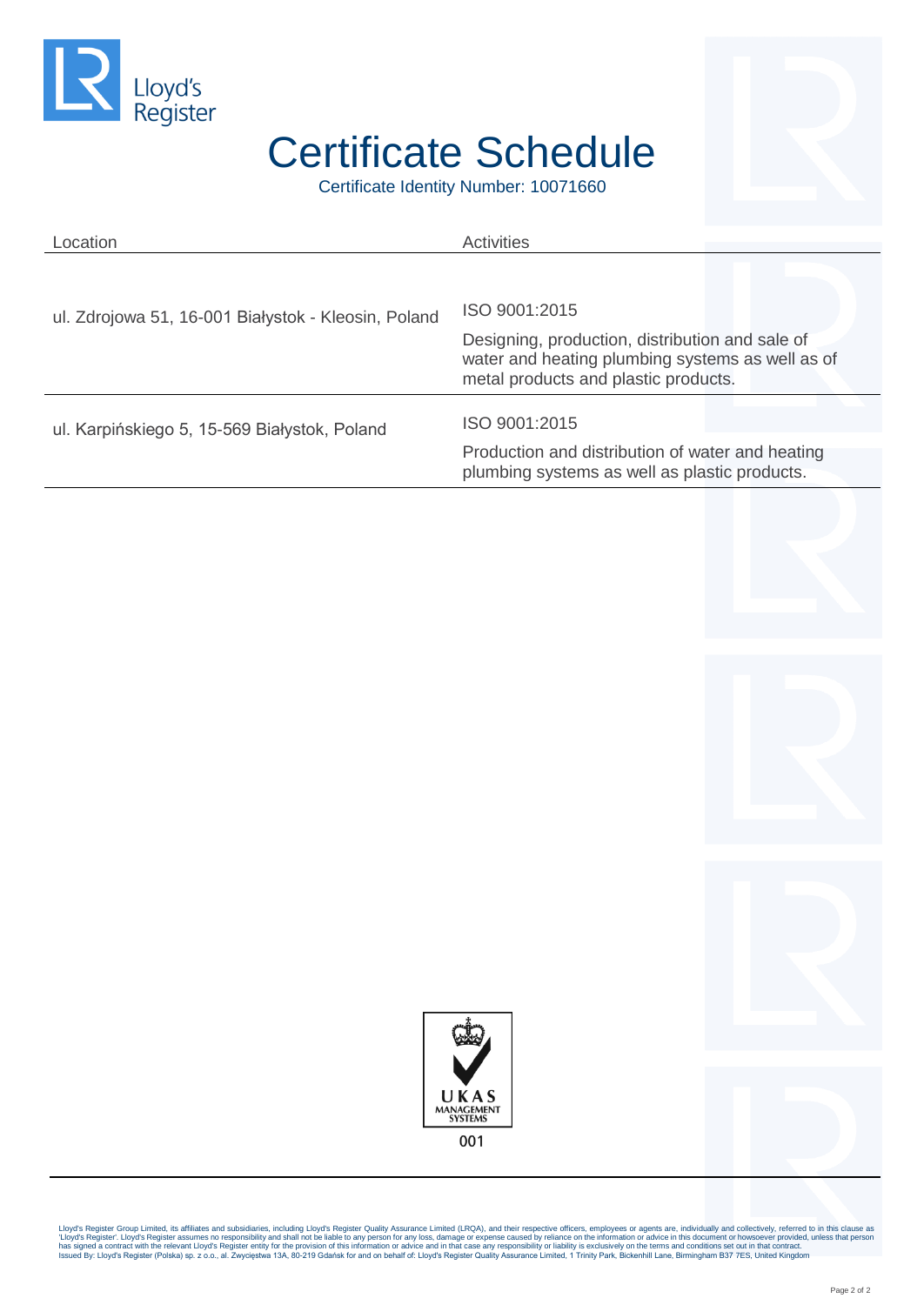Lloyd's Register

# Certificate Schedule

Certificate Identity Number: 10071660

| Location | Activities |
| --- | --- |
| ul. Zdrojowa 51, 16-001 Białystok - Kleosin, Poland | ISO 9001:2015<br>Designing, production, distribution and sale of water and heating plumbing systems as well as of metal products and plastic products. |
| ul. Karpińskiego 5, 15-569 Białystok, Poland | ISO 9001:2015<br>Production and distribution of water and heating plumbing systems as well as plastic products. |

UKAS MANAGEMENT SYSTEMS
001

Lloyd's Register Group Limited, its affiliates and subsidiaries, including Lloyd's Register Quality Assurance Limited (LRQA), and their respective officers, employees or agents are, individually and collectively, referred to in this clause as 'Lloyd's Register'. Lloyd's Register assumes no responsibility and shall not be liable to any person for any loss, damage or expense caused by reliance on the information or advice in this document or howsoever provided, unless that person has signed a contract with the relevant Lloyd's Register entity for the provision of this information or advice and in that case any responsibility or liability is exclusively on the terms and conditions set out in that contract.
Issued By: Lloyd's Register (Polska) sp. z o.o., al. Zwycięstwa 13A, 80-219 Gdańsk for and on behalf of: Lloyd's Register Quality Assurance Limited, 1 Trinity Park, Bickenhill Lane, Birmingham B37 7ES, United Kingdom